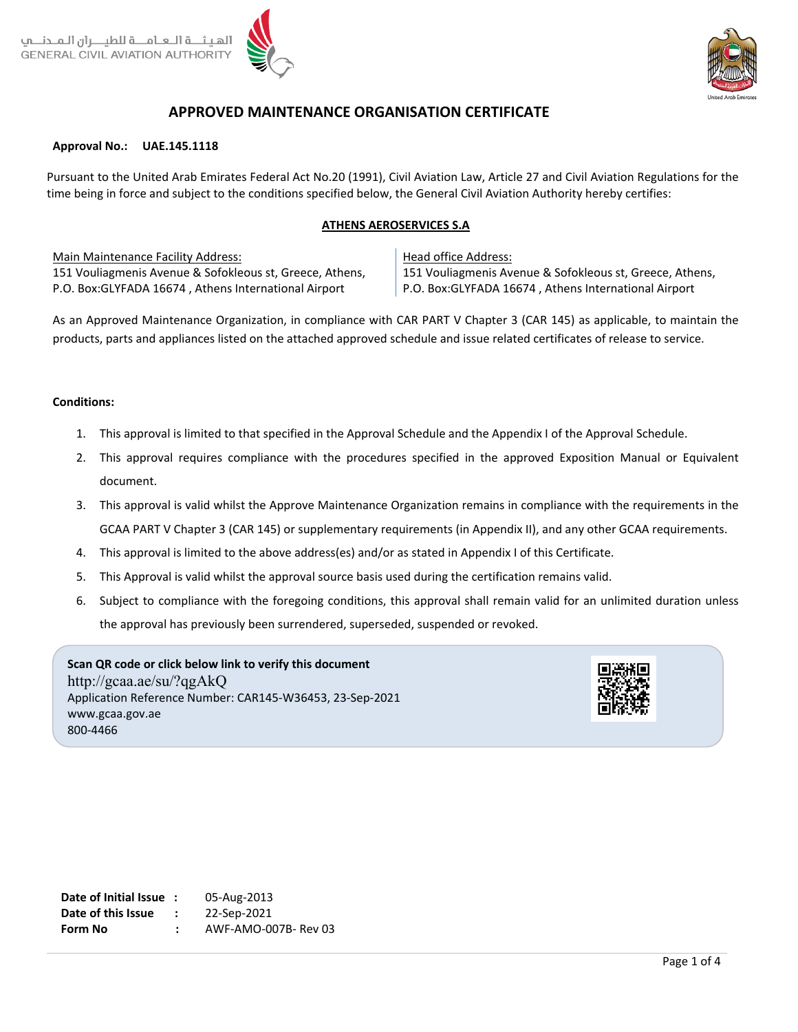الهيئـــة الـعـامـــة للطيـــران الـمـدنـــي
GENERAL CIVIL AVIATION AUTHORITY

# APPROVED MAINTENANCE ORGANISATION CERTIFICATE

**Approval No.:** **UAE.145.1118**

Pursuant to the United Arab Emirates Federal Act No.20 (1991), Civil Aviation Law, Article 27 and Civil Aviation Regulations for the time being in force and subject to the conditions specified below, the General Civil Aviation Authority hereby certifies:

**ATHENS AEROSERVICES S.A**

| Main Maintenance Facility Address: | Head office Address: |
|---|---|
| 151 Vouliagmenis Avenue & Sofokleous st, Greece, Athens, P.O. Box:GLYFADA 16674 , Athens International Airport | 151 Vouliagmenis Avenue & Sofokleous st, Greece, Athens, P.O. Box:GLYFADA 16674 , Athens International Airport |

As an Approved Maintenance Organization, in compliance with CAR PART V Chapter 3 (CAR 145) as applicable, to maintain the products, parts and appliances listed on the attached approved schedule and issue related certificates of release to service.

**Conditions:**

1. This approval is limited to that specified in the Approval Schedule and the Appendix I of the Approval Schedule.
2. This approval requires compliance with the procedures specified in the approved Exposition Manual or Equivalent document.
3. This approval is valid whilst the Approve Maintenance Organization remains in compliance with the requirements in the GCAA PART V Chapter 3 (CAR 145) or supplementary requirements (in Appendix II), and any other GCAA requirements.
4. This approval is limited to the above address(es) and/or as stated in Appendix I of this Certificate.
5. This Approval is valid whilst the approval source basis used during the certification remains valid.
6. Subject to compliance with the foregoing conditions, this approval shall remain valid for an unlimited duration unless the approval has previously been surrendered, superseded, suspended or revoked.

**Scan QR code or click below link to verify this document**
http://gcaa.ae/su/?qgAkQ
Application Reference Number: CAR145-W36453, 23-Sep-2021
www.gcaa.gov.ae
800-4466

| | | |
|---|---|---|
| **Date of Initial Issue** | : | 05-Aug-2013 |
| **Date of this Issue** | : | 22-Sep-2021 |
| **Form No** | : | AWF-AMO-007B- Rev 03 |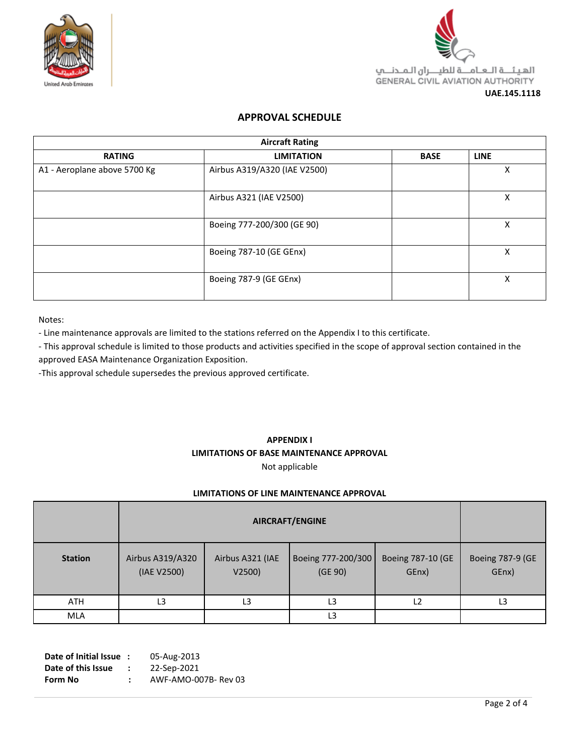الهيئة العامة للطيران المدني
GENERAL CIVIL AVIATION AUTHORITY

**UAE.145.1118**

## APPROVAL SCHEDULE

| Aircraft Rating | | | |
|---|---|---|---|
| **RATING** | **LIMITATION** | **BASE** | **LINE** |
| A1 - Aeroplane above 5700 Kg | Airbus A319/A320 (IAE V2500) | | X |
| | Airbus A321 (IAE V2500) | | X |
| | Boeing 777-200/300 (GE 90) | | X |
| | Boeing 787-10 (GE GEnx) | | X |
| | Boeing 787-9 (GE GEnx) | | X |

Notes:

- Line maintenance approvals are limited to the stations referred on the Appendix I to this certificate.
- This approval schedule is limited to those products and activities specified in the scope of approval section contained in the approved EASA Maintenance Organization Exposition.
- This approval schedule supersedes the previous approved certificate.

### APPENDIX I
### LIMITATIONS OF BASE MAINTENANCE APPROVAL

Not applicable

### LIMITATIONS OF LINE MAINTENANCE APPROVAL

| | AIRCRAFT/ENGINE | | | | |
|---|---|---|---|---|---|
| **Station** | Airbus A319/A320 (IAE V2500) | Airbus A321 (IAE V2500) | Boeing 777-200/300 (GE 90) | Boeing 787-10 (GE GEnx) | Boeing 787-9 (GE GEnx) |
| ATH | L3 | L3 | L3 | L2 | L3 |
| MLA | | | L3 | | |

**Date of Initial Issue** : 05-Aug-2013
**Date of this Issue** : 22-Sep-2021
**Form No** : AWF-AMO-007B- Rev 03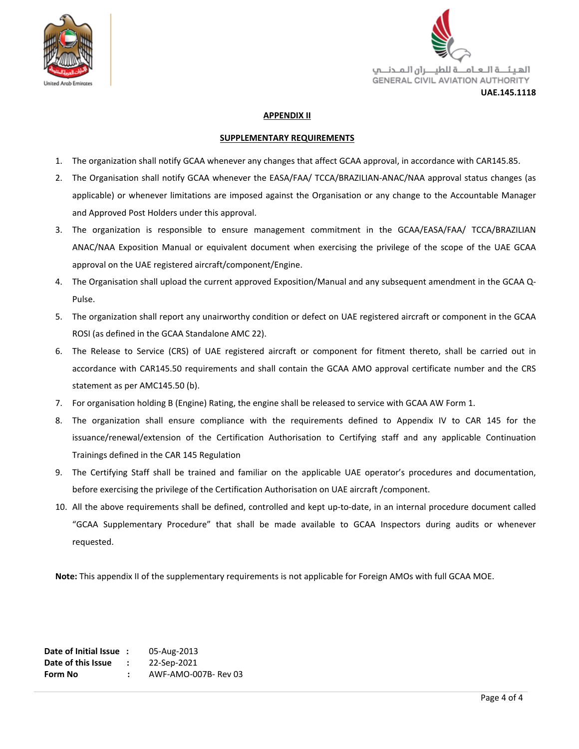UAE.145.1118

## APPENDIX II

## SUPPLEMENTARY REQUIREMENTS

1. The organization shall notify GCAA whenever any changes that affect GCAA approval, in accordance with CAR145.85.
2. The Organisation shall notify GCAA whenever the EASA/FAA/ TCCA/BRAZILIAN-ANAC/NAA approval status changes (as applicable) or whenever limitations are imposed against the Organisation or any change to the Accountable Manager and Approved Post Holders under this approval.
3. The organization is responsible to ensure management commitment in the GCAA/EASA/FAA/ TCCA/BRAZILIAN ANAC/NAA Exposition Manual or equivalent document when exercising the privilege of the scope of the UAE GCAA approval on the UAE registered aircraft/component/Engine.
4. The Organisation shall upload the current approved Exposition/Manual and any subsequent amendment in the GCAA Q-Pulse.
5. The organization shall report any unairworthy condition or defect on UAE registered aircraft or component in the GCAA ROSI (as defined in the GCAA Standalone AMC 22).
6. The Release to Service (CRS) of UAE registered aircraft or component for fitment thereto, shall be carried out in accordance with CAR145.50 requirements and shall contain the GCAA AMO approval certificate number and the CRS statement as per AMC145.50 (b).
7. For organisation holding B (Engine) Rating, the engine shall be released to service with GCAA AW Form 1.
8. The organization shall ensure compliance with the requirements defined to Appendix IV to CAR 145 for the issuance/renewal/extension of the Certification Authorisation to Certifying staff and any applicable Continuation Trainings defined in the CAR 145 Regulation
9. The Certifying Staff shall be trained and familiar on the applicable UAE operator's procedures and documentation, before exercising the privilege of the Certification Authorisation on UAE aircraft /component.
10. All the above requirements shall be defined, controlled and kept up-to-date, in an internal procedure document called "GCAA Supplementary Procedure" that shall be made available to GCAA Inspectors during audits or whenever requested.

**Note:** This appendix II of the supplementary requirements is not applicable for Foreign AMOs with full GCAA MOE.

**Date of Initial Issue :** 05-Aug-2013
**Date of this Issue :** 22-Sep-2021
**Form No :** AWF-AMO-007B- Rev 03